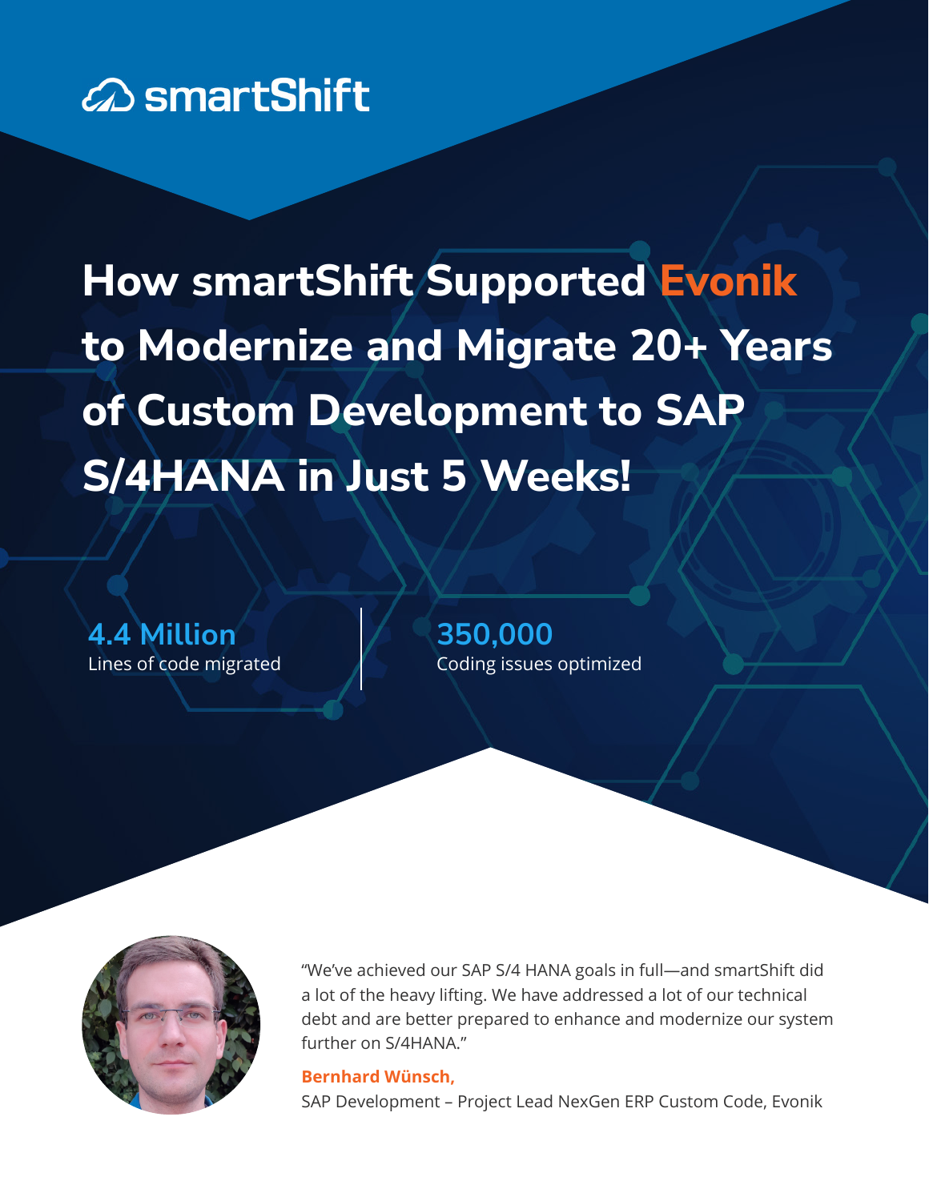smartShift

# How smartShift Supported Evonik to Modernize and Migrate 20+ Years of Custom Development to SAP S/4HANA in Just 5 Weeks!

**4.4 Million**
Lines of code migrated

**350,000**
Coding issues optimized

"We've achieved our SAP S/4 HANA goals in full—and smartShift did a lot of the heavy lifting. We have addressed a lot of our technical debt and are better prepared to enhance and modernize our system further on S/4HANA."

**Bernhard Wünsch,**
SAP Development – Project Lead NexGen ERP Custom Code, Evonik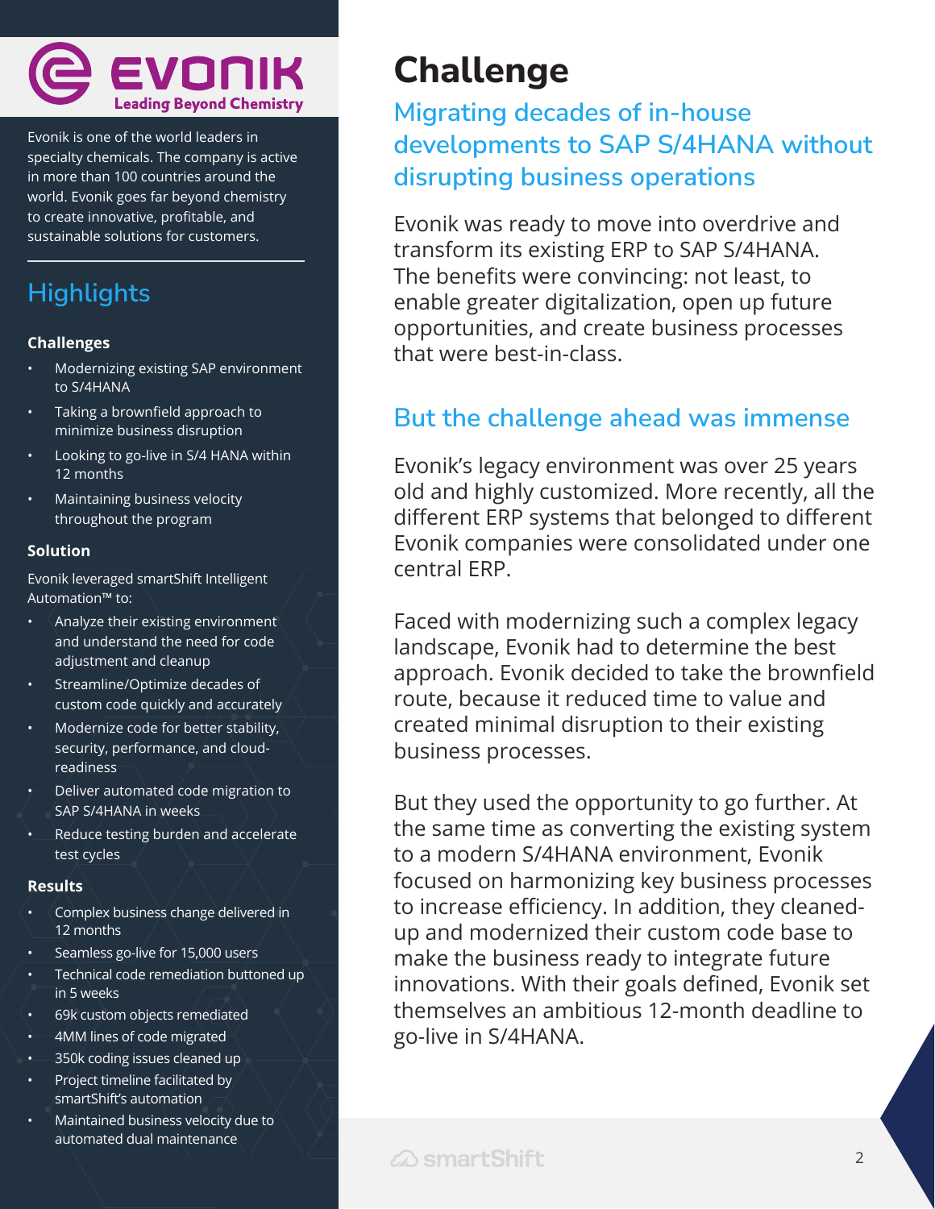Evonik is one of the world leaders in specialty chemicals. The company is active in more than 100 countries around the world. Evonik goes far beyond chemistry to create innovative, profitable, and sustainable solutions for customers.

## Highlights

### Challenges

- Modernizing existing SAP environment to S/4HANA
- Taking a brownfield approach to minimize business disruption
- Looking to go-live in S/4 HANA within 12 months
- Maintaining business velocity throughout the program

### Solution

Evonik leveraged smartShift Intelligent Automation™ to:

- Analyze their existing environment and understand the need for code adjustment and cleanup
- Streamline/Optimize decades of custom code quickly and accurately
- Modernize code for better stability, security, performance, and cloud-readiness
- Deliver automated code migration to SAP S/4HANA in weeks
- Reduce testing burden and accelerate test cycles

### Results

- Complex business change delivered in 12 months
- Seamless go-live for 15,000 users
- Technical code remediation buttoned up in 5 weeks
- 69k custom objects remediated
- 4MM lines of code migrated
- 350k coding issues cleaned up
- Project timeline facilitated by smartShift's automation
- Maintained business velocity due to automated dual maintenance

# Challenge

## Migrating decades of in-house developments to SAP S/4HANA without disrupting business operations

Evonik was ready to move into overdrive and transform its existing ERP to SAP S/4HANA. The benefits were convincing: not least, to enable greater digitalization, open up future opportunities, and create business processes that were best-in-class.

## But the challenge ahead was immense

Evonik's legacy environment was over 25 years old and highly customized. More recently, all the different ERP systems that belonged to different Evonik companies were consolidated under one central ERP.

Faced with modernizing such a complex legacy landscape, Evonik had to determine the best approach. Evonik decided to take the brownfield route, because it reduced time to value and created minimal disruption to their existing business processes.

But they used the opportunity to go further. At the same time as converting the existing system to a modern S/4HANA environment, Evonik focused on harmonizing key business processes to increase efficiency. In addition, they cleaned-up and modernized their custom code base to make the business ready to integrate future innovations. With their goals defined, Evonik set themselves an ambitious 12-month deadline to go-live in S/4HANA.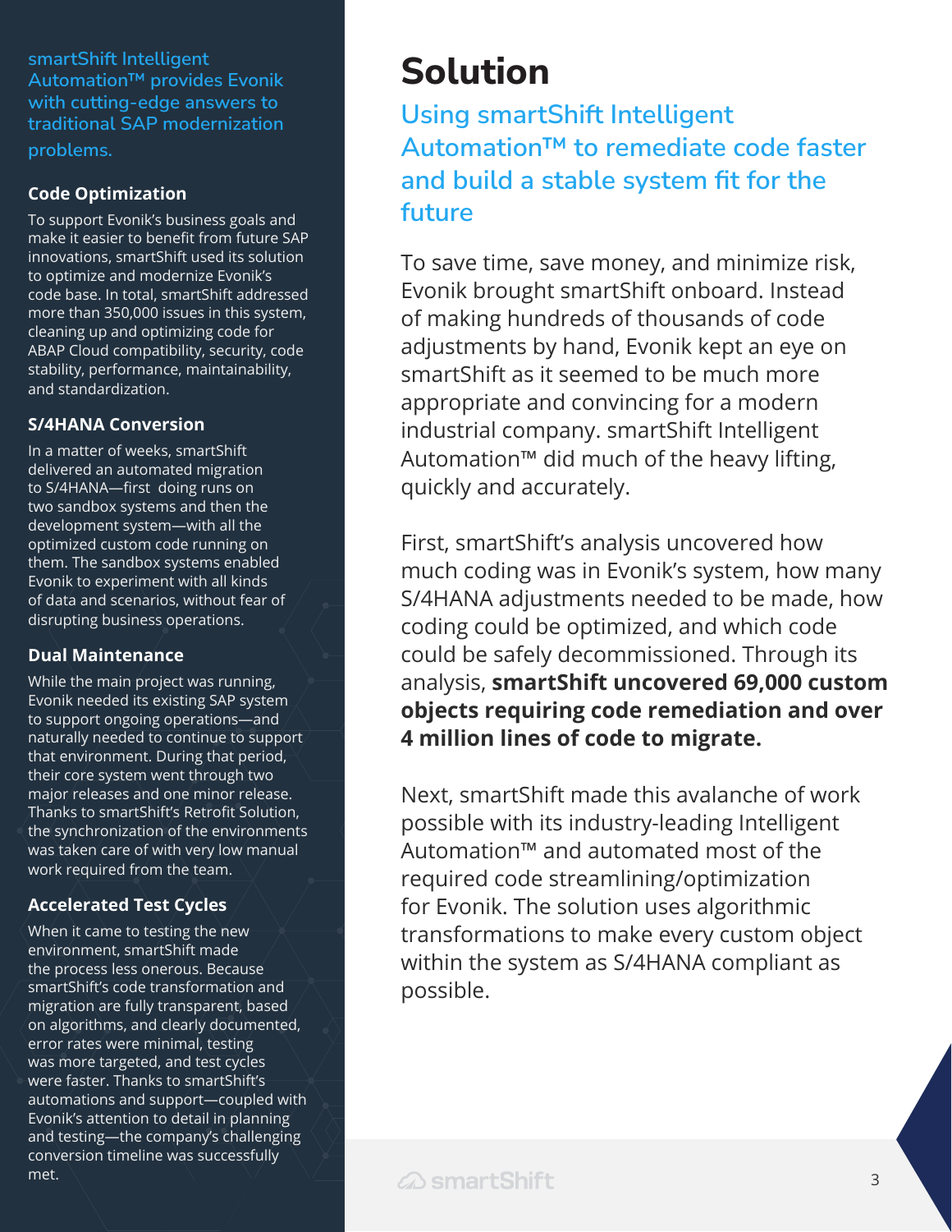# Solution

## Using smartShift Intelligent Automation™ to remediate code faster and build a stable system fit for the future

To save time, save money, and minimize risk, Evonik brought smartShift onboard. Instead of making hundreds of thousands of code adjustments by hand, Evonik kept an eye on smartShift as it seemed to be much more appropriate and convincing for a modern industrial company. smartShift Intelligent Automation™ did much of the heavy lifting, quickly and accurately.

First, smartShift's analysis uncovered how much coding was in Evonik's system, how many S/4HANA adjustments needed to be made, how coding could be optimized, and which code could be safely decommissioned. Through its analysis, **smartShift uncovered 69,000 custom objects requiring code remediation and over 4 million lines of code to migrate.**

Next, smartShift made this avalanche of work possible with its industry-leading Intelligent Automation™ and automated most of the required code streamlining/optimization for Evonik. The solution uses algorithmic transformations to make every custom object within the system as S/4HANA compliant as possible.

smartShift Intelligent Automation™ provides Evonik with cutting-edge answers to traditional SAP modernization problems.

### Code Optimization

To support Evonik's business goals and make it easier to benefit from future SAP innovations, smartShift used its solution to optimize and modernize Evonik's code base. In total, smartShift addressed more than 350,000 issues in this system, cleaning up and optimizing code for ABAP Cloud compatibility, security, code stability, performance, maintainability, and standardization.

### S/4HANA Conversion

In a matter of weeks, smartShift delivered an automated migration to S/4HANA—first doing runs on two sandbox systems and then the development system—with all the optimized custom code running on them. The sandbox systems enabled Evonik to experiment with all kinds of data and scenarios, without fear of disrupting business operations.

### Dual Maintenance

While the main project was running, Evonik needed its existing SAP system to support ongoing operations—and naturally needed to continue to support that environment. During that period, their core system went through two major releases and one minor release. Thanks to smartShift's Retrofit Solution, the synchronization of the environments was taken care of with very low manual work required from the team.

### Accelerated Test Cycles

When it came to testing the new environment, smartShift made the process less onerous. Because smartShift's code transformation and migration are fully transparent, based on algorithms, and clearly documented, error rates were minimal, testing was more targeted, and test cycles were faster. Thanks to smartShift's automations and support—coupled with Evonik's attention to detail in planning and testing—the company's challenging conversion timeline was successfully met.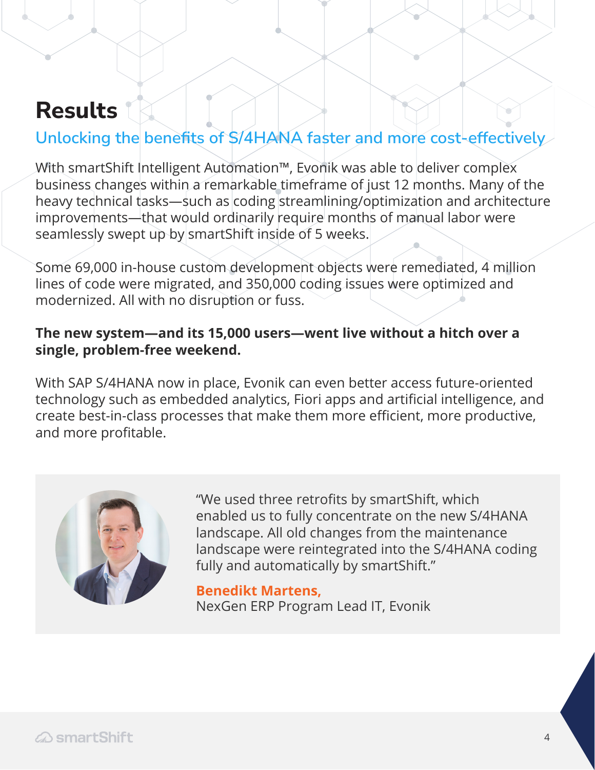# Results

## Unlocking the benefits of S/4HANA faster and more cost-effectively

With smartShift Intelligent Automation™, Evonik was able to deliver complex business changes within a remarkable timeframe of just 12 months. Many of the heavy technical tasks—such as coding streamlining/optimization and architecture improvements—that would ordinarily require months of manual labor were seamlessly swept up by smartShift inside of 5 weeks.

Some 69,000 in-house custom development objects were remediated, 4 million lines of code were migrated, and 350,000 coding issues were optimized and modernized. All with no disruption or fuss.

**The new system—and its 15,000 users—went live without a hitch over a single, problem-free weekend.**

With SAP S/4HANA now in place, Evonik can even better access future-oriented technology such as embedded analytics, Fiori apps and artificial intelligence, and create best-in-class processes that make them more efficient, more productive, and more profitable.

"We used three retrofits by smartShift, which enabled us to fully concentrate on the new S/4HANA landscape. All old changes from the maintenance landscape were reintegrated into the S/4HANA coding fully and automatically by smartShift."

**Benedikt Martens,**
NexGen ERP Program Lead IT, Evonik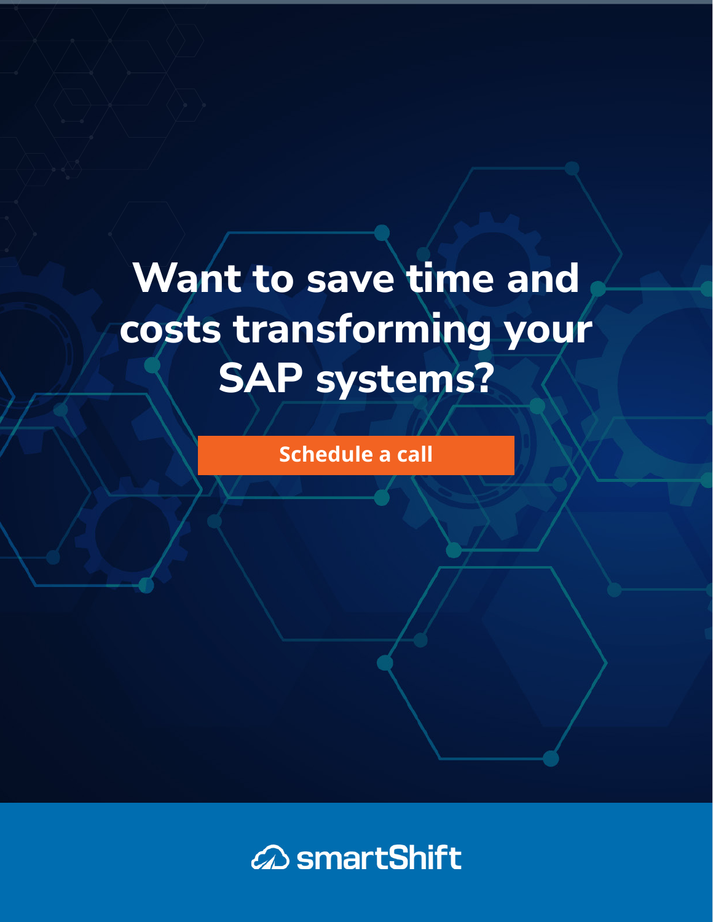# Want to save time and costs transforming your SAP systems?

Schedule a call

smartShift